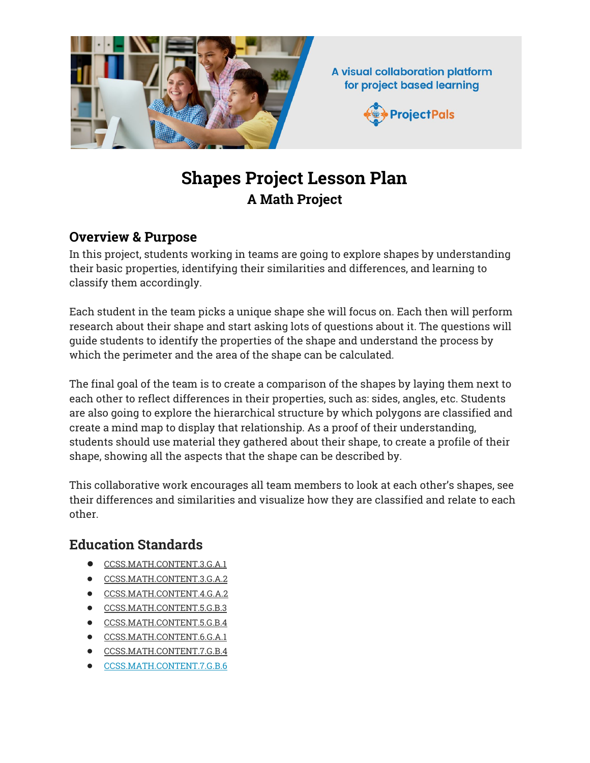# Shapes Project Lesson Plan

## A Math Project

## Overview & Purpose

In this project, students working in teams are going to explore shapes by understanding their basic properties, identifying their similarities and differences, and learning to classify them accordingly.

Each student in the team picks a unique shape she will focus on. Each then will perform research about their shape and start asking lots of questions about it. The questions will guide students to identify the properties of the shape and understand the process by which the perimeter and the area of the shape can be calculated.

The final goal of the team is to create a comparison of the shapes by laying them next to each other to reflect differences in their properties, such as: sides, angles, etc. Students are also going to explore the hierarchical structure by which polygons are classified and create a mind map to display that relationship. As a proof of their understanding, students should use material they gathered about their shape, to create a profile of their shape, showing all the aspects that the shape can be described by.

This collaborative work encourages all team members to look at each other's shapes, see their differences and similarities and visualize how they are classified and relate to each other.

## Education Standards

- CCSS.MATH.CONTENT.3.G.A.1
- CCSS.MATH.CONTENT.3.G.A.2
- CCSS.MATH.CONTENT.4.G.A.2
- CCSS.MATH.CONTENT.5.G.B.3
- CCSS.MATH.CONTENT.5.G.B.4
- CCSS.MATH.CONTENT.6.G.A.1
- CCSS.MATH.CONTENT.7.G.B.4
- CCSS.MATH.CONTENT.7.G.B.6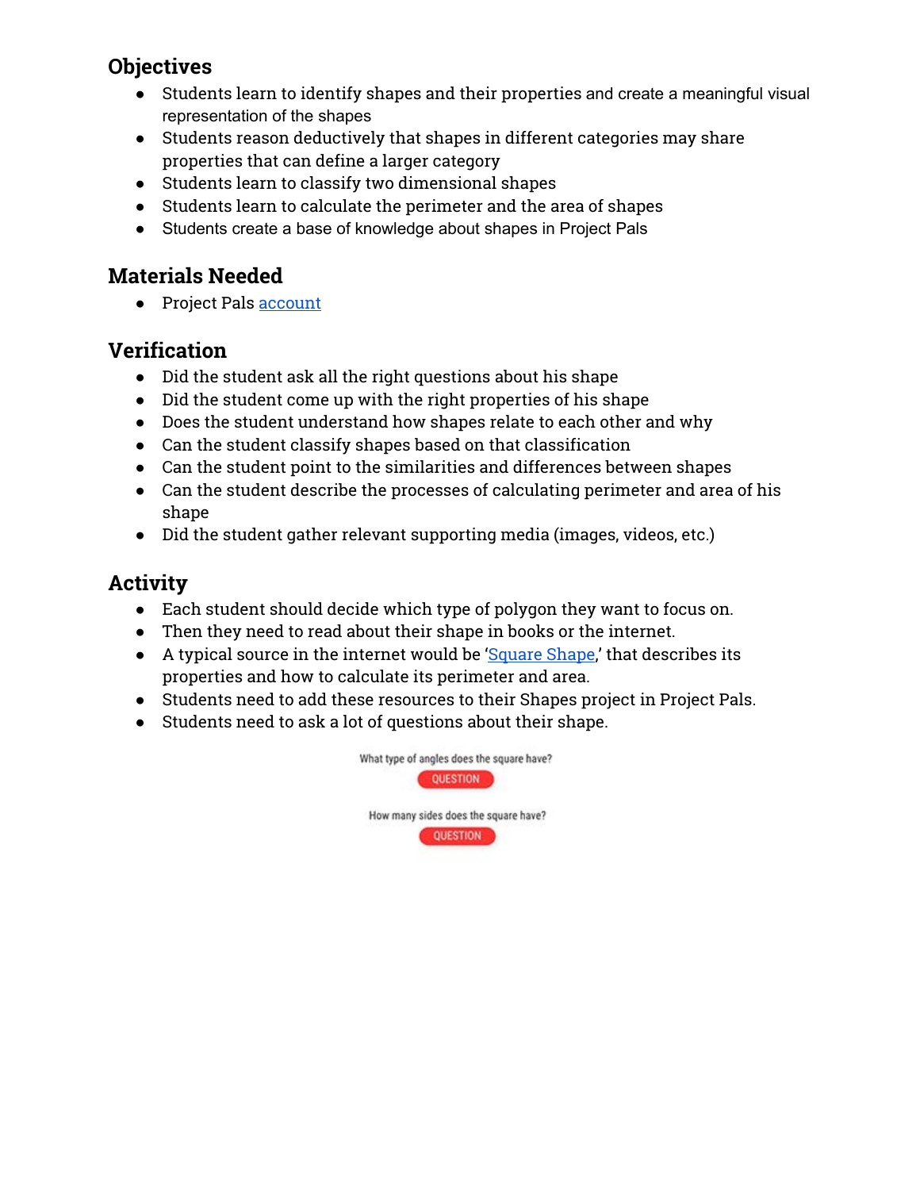## Objectives

- Students learn to identify shapes and their properties and create a meaningful visual representation of the shapes
- Students reason deductively that shapes in different categories may share properties that can define a larger category
- Students learn to classify two dimensional shapes
- Students learn to calculate the perimeter and the area of shapes
- Students create a base of knowledge about shapes in Project Pals

## Materials Needed

- Project Pals account

## Verification

- Did the student ask all the right questions about his shape
- Did the student come up with the right properties of his shape
- Does the student understand how shapes relate to each other and why
- Can the student classify shapes based on that classification
- Can the student point to the similarities and differences between shapes
- Can the student describe the processes of calculating perimeter and area of his shape
- Did the student gather relevant supporting media (images, videos, etc.)

## Activity

- Each student should decide which type of polygon they want to focus on.
- Then they need to read about their shape in books or the internet.
- A typical source in the internet would be 'Square Shape,' that describes its properties and how to calculate its perimeter and area.
- Students need to add these resources to their Shapes project in Project Pals.
- Students need to ask a lot of questions about their shape.

What type of angles does the square have?

QUESTION

How many sides does the square have?

QUESTION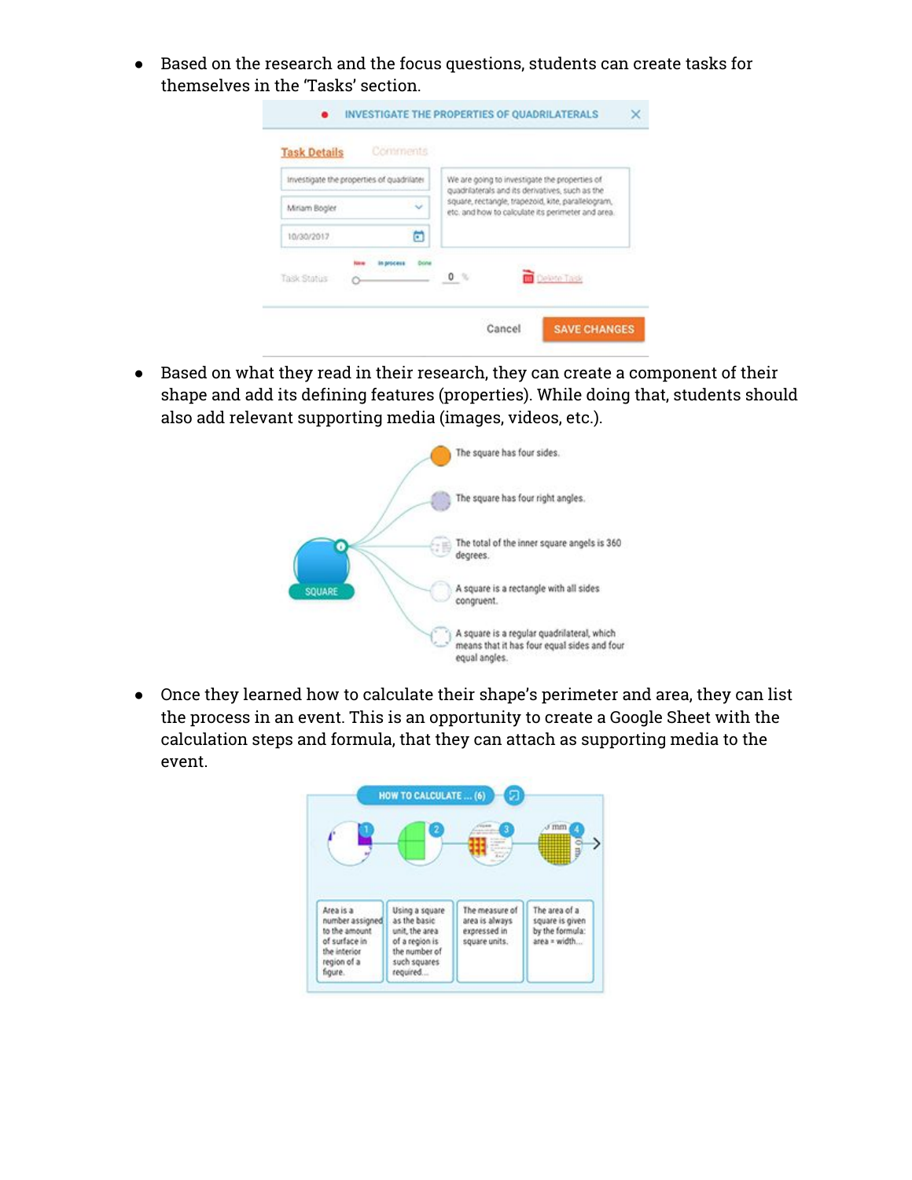- Based on the research and the focus questions, students can create tasks for themselves in the 'Tasks' section.

- Based on what they read in their research, they can create a component of their shape and add its defining features (properties). While doing that, students should also add relevant supporting media (images, videos, etc.).

- Once they learned how to calculate their shape's perimeter and area, they can list the process in an event. This is an opportunity to create a Google Sheet with the calculation steps and formula, that they can attach as supporting media to the event.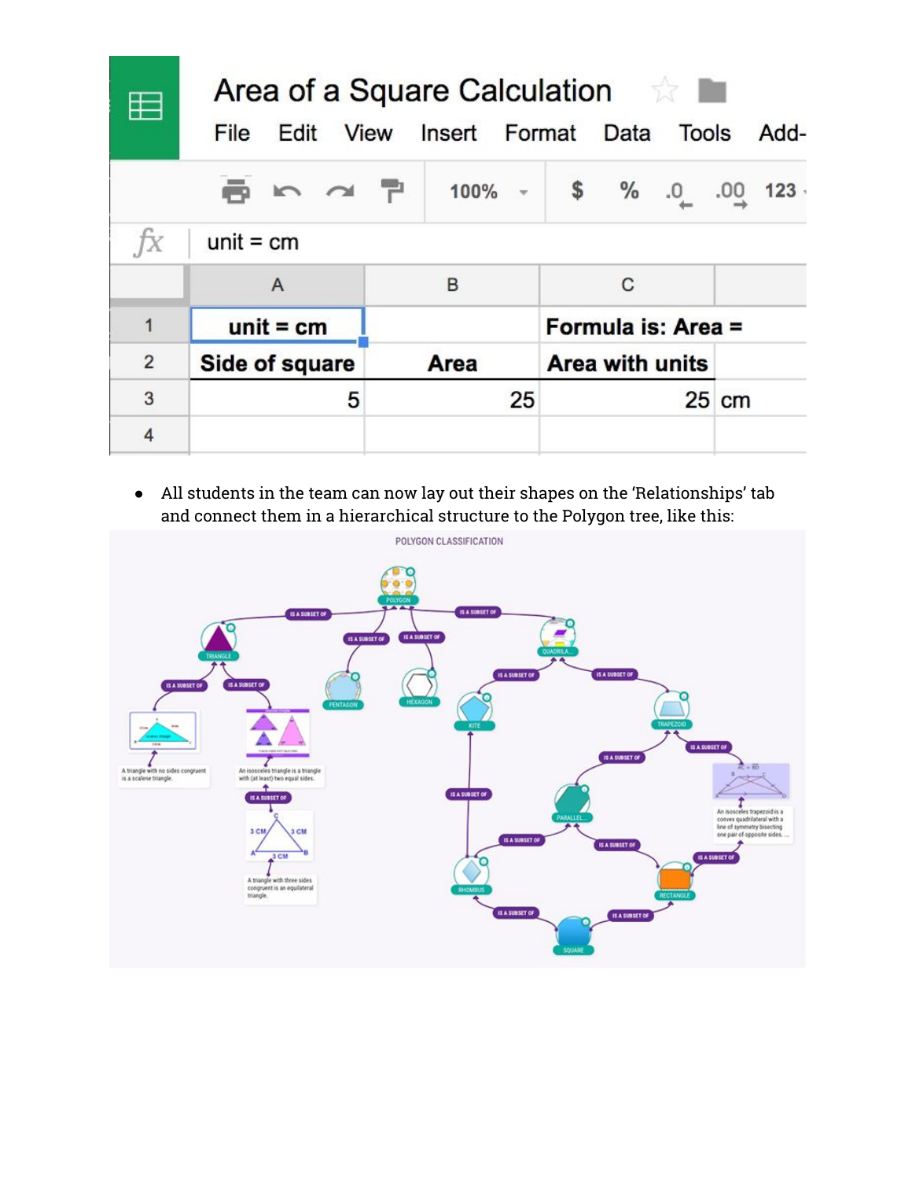# Area of a Square Calculation

File Edit View Insert Format Data Tools Add-

fx unit = cm

| | A | B | C | |
|---|---|---|---|---|
| 1 | unit = cm | | Formula is: Area = | |
| 2 | Side of square | Area | Area with units | |
| 3 | 5 | 25 | 25 | cm |
| 4 | | | | |

- All students in the team can now lay out their shapes on the 'Relationships' tab and connect them in a hierarchical structure to the Polygon tree, like this:

POLYGON CLASSIFICATION

POLYGON

IS A SUBSET OF

TRIANGLE

PENTAGON

HEXAGON

QUADRILA...

KITE

TRAPEZOID

PARALLEL...

RHOMBUS

RECTANGLE

SQUARE

A triangle with no sides congruent is a scalene triangle.

An isosceles triangle is a triangle with (at least) two equal sides.

3 CM 3 CM 3 CM

A triangle with three sides congruent is an equilateral triangle.

An isosceles trapezoid is a convex quadrilateral with a line of symmetry bisecting one pair of opposite sides.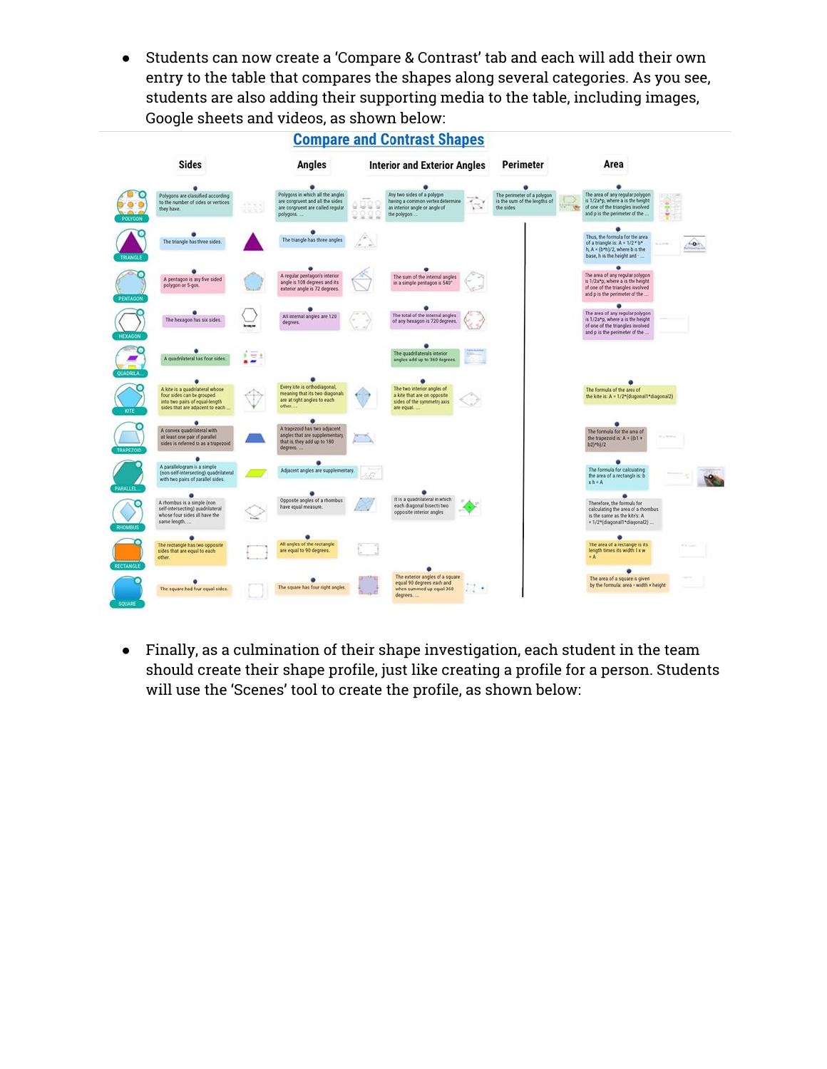- Students can now create a 'Compare & Contrast' tab and each will add their own entry to the table that compares the shapes along several categories. As you see, students are also adding their supporting media to the table, including images, Google sheets and videos, as shown below:

- Finally, as a culmination of their shape investigation, each student in the team should create their shape profile, just like creating a profile for a person. Students will use the 'Scenes' tool to create the profile, as shown below: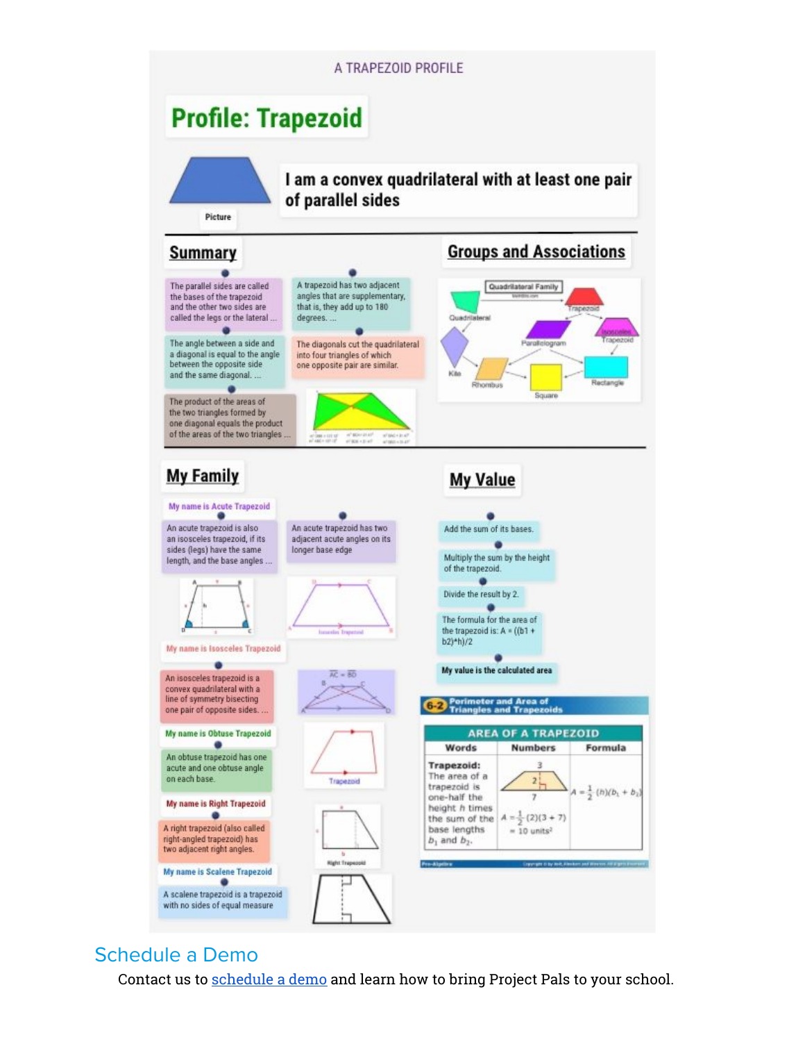A TRAPEZOID PROFILE

# Profile: Trapezoid

Picture

I am a convex quadrilateral with at least one pair of parallel sides

## Summary

The parallel sides are called the bases of the trapezoid and the other two sides are called the legs or the lateral ...

A trapezoid has two adjacent angles that are supplementary, that is, they add up to 180 degrees. ...

The angle between a side and a diagonal is equal to the angle between the opposite side and the same diagonal. ...

The diagonals cut the quadrilateral into four triangles of which one opposite pair are similar.

The product of the areas of the two triangles formed by one diagonal equals the product of the areas of the two triangles ...

## Groups and Associations

Quadrilateral Family

Quadrilateral

Trapezoid

Isosceles Trapezoid

Parallelogram

Kite

Rhombus

Square

Rectangle

## My Family

My name is Acute Trapezoid

An acute trapezoid is also an isosceles trapezoid, if its sides (legs) have the same length, and the base angles ...

An acute trapezoid has two adjacent acute angles on its longer base edge

My name is Isosceles Trapezoid

An isosceles trapezoid is a convex quadrilateral with a line of symmetry bisecting one pair of opposite sides. ...

$\overline{AC} = \overline{BD}$

My name is Obtuse Trapezoid

An obtuse trapezoid has one acute and one obtuse angle on each base.

Trapezoid

My name is Right Trapezoid

A right trapezoid (also called right-angled trapezoid) has two adjacent right angles.

Right Trapezoid

My name is Scalene Trapezoid

A scalene trapezoid is a trapezoid with no sides of equal measure

## My Value

Add the sum of its bases.

Multiply the sum by the height of the trapezoid.

Divide the result by 2.

The formula for the area of the trapezoid is: A = ((b1 + b2)*h)/2

My value is the calculated area

6-2 Perimeter and Area of Triangles and Trapezoids

AREA OF A TRAPEZOID

| Words | Numbers | Formula |
|---|---|---|
| **Trapezoid:** The area of a trapezoid is one-half the height $h$ times the sum of the base lengths $b_1$ and $b_2$. | 3, 2, 7<br>$A = \frac{1}{2}(2)(3 + 7)$<br>$= 10$ units$^2$ | $A = \frac{1}{2}(h)(b_1 + b_2)$ |

Pre-Algebra

# Schedule a Demo

Contact us to schedule a demo and learn how to bring Project Pals to your school.